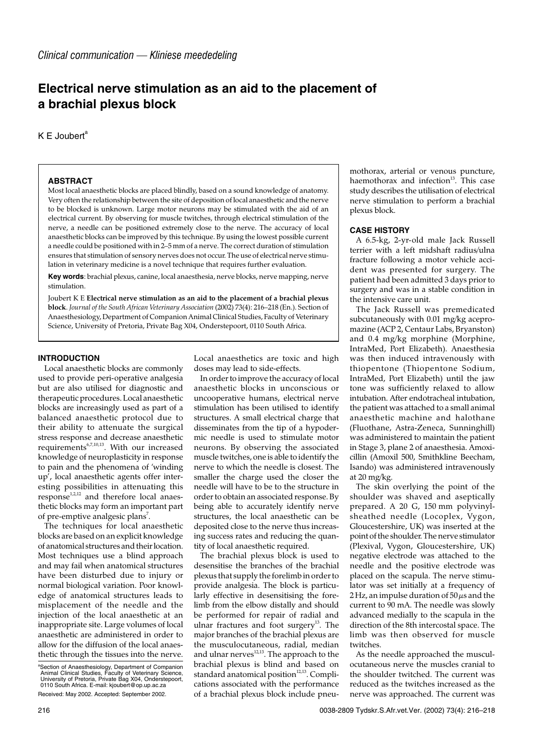*Clinical communication — Kliniese meededeling*

# Electrical nerve stimulation as an aid to the placement of a brachial plexus block

K E Joubert[a]

## ABSTRACT

Most local anaesthetic blocks are placed blindly, based on a sound knowledge of anatomy. Very often the relationship between the site of deposition of local anaesthetic and the nerve to be blocked is unknown. Large motor neurons may be stimulated with the aid of an electrical current. By observing for muscle twitches, through electrical stimulation of the nerve, a needle can be positioned extremely close to the nerve. The accuracy of local anaesthetic blocks can be improved by this technique. By using the lowest possible current a needle could be positioned with in 2–5 mm of a nerve. The correct duration of stimulation ensures that stimulation of sensory nerves does not occur. The use of electrical nerve stimulation in veterinary medicine is a novel technique that requires further evaluation.

**Key words**: brachial plexus, canine, local anaesthesia, nerve blocks, nerve mapping, nerve stimulation.

Joubert K E **Electrical nerve stimulation as an aid to the placement of a brachial plexus block**. *Journal of the South African Veterinary Association* (2002) 73(4): 216–218 (En.). Section of Anaesthesiology, Department of Companion Animal Clinical Studies, Faculty of Veterinary Science, University of Pretoria, Private Bag X04, Onderstepoort, 0110 South Africa.

## INTRODUCTION

Local anaesthetic blocks are commonly used to provide peri-operative analgesia but are also utilised for diagnostic and therapeutic procedures. Local anaesthetic blocks are increasingly used as part of a balanced anaesthetic protocol due to their ability to attenuate the surgical stress response and decrease anaesthetic requirements[6,7,10,13]. With our increased knowledge of neuroplasticity in response to pain and the phenomena of 'winding up', local anaesthetic agents offer interesting possibilities in attenuating this response[1,2,12] and therefore local anaesthetic blocks may form an important part of pre-emptive analgesic plans[7].

The techniques for local anaesthetic blocks are based on an explicit knowledge of anatomical structures and their location. Most techniques use a blind approach and may fail when anatomical structures have been disturbed due to injury or normal biological variation. Poor knowledge of anatomical structures leads to misplacement of the needle and the injection of the local anaesthetic at an inappropriate site. Large volumes of local anaesthetic are administered in order to allow for the diffusion of the local anaesthetic through the tissues into the nerve. Local anaesthetics are toxic and high doses may lead to side-effects.

In order to improve the accuracy of local anaesthetic blocks in unconscious or uncooperative humans, electrical nerve stimulation has been utilised to identify structures. A small electrical charge that disseminates from the tip of a hypodermic needle is used to stimulate motor neurons. By observing the associated muscle twitches, one is able to identify the nerve to which the needle is closest. The smaller the charge used the closer the needle will have to be to the structure in order to obtain an associated response. By being able to accurately identify nerve structures, the local anaesthetic can be deposited close to the nerve thus increasing success rates and reducing the quantity of local anaesthetic required.

The brachial plexus block is used to desensitise the branches of the brachial plexus that supply the forelimb in order to provide analgesia. The block is particularly effective in desensitising the forelimb from the elbow distally and should be performed for repair of radial and ulnar fractures and foot surgery[13]. The major branches of the brachial plexus are the musculocutaneous, radial, median and ulnar nerves[12,13]. The approach to the brachial plexus is blind and based on standard anatomical position[12,13]. Complications associated with the performance of a brachial plexus block include pneumothorax, arterial or venous puncture, haemothorax and infection[13]. This case study describes the utilisation of electrical nerve stimulation to perform a brachial plexus block.

[a]Section of Anaesthesiology, Department of Companion Animal Clinical Studies, Faculty of Veterinary Science, University of Pretoria, Private Bag X04, Onderstepoort, 0110 South Africa. E-mail: kjoubert@op.up.ac.za

Received: May 2002. Accepted: September 2002.

## CASE HISTORY

A 6.5-kg, 2-yr-old male Jack Russell terrier with a left midshaft radius/ulna fracture following a motor vehicle accident was presented for surgery. The patient had been admitted 3 days prior to surgery and was in a stable condition in the intensive care unit.

The Jack Russell was premedicated subcutaneously with 0.01 mg/kg acepromazine (ACP 2, Centaur Labs, Bryanston) and 0.4 mg/kg morphine (Morphine, IntraMed, Port Elizabeth). Anaesthesia was then induced intravenously with thiopentone (Thiopentone Sodium, IntraMed, Port Elizabeth) until the jaw tone was sufficiently relaxed to allow intubation. After endotracheal intubation, the patient was attached to a small animal anaesthetic machine and halothane (Fluothane, Astra-Zeneca, Sunninghill) was administered to maintain the patient in Stage 3, plane 2 of anaesthesia. Amoxicillin (Amoxil 500, Smithkline Beecham, Isando) was administered intravenously at 20 mg/kg.

The skin overlying the point of the shoulder was shaved and aseptically prepared. A 20 G, 150 mm polyvinyl-sheathed needle (Locoplex, Vygon, Gloucestershire, UK) was inserted at the point of the shoulder. The nerve stimulator (Plexival, Vygon, Gloucestershire, UK) negative electrode was attached to the needle and the positive electrode was placed on the scapula. The nerve stimulator was set initially at a frequency of 2 Hz, an impulse duration of 50 $\mu$s and the current to 90 mA. The needle was slowly advanced medially to the scapula in the direction of the 8th intercostal space. The limb was then observed for muscle twitches.

As the needle approached the musculocutaneous nerve the muscles cranial to the shoulder twitched. The current was reduced as the twitches increased as the nerve was approached. The current was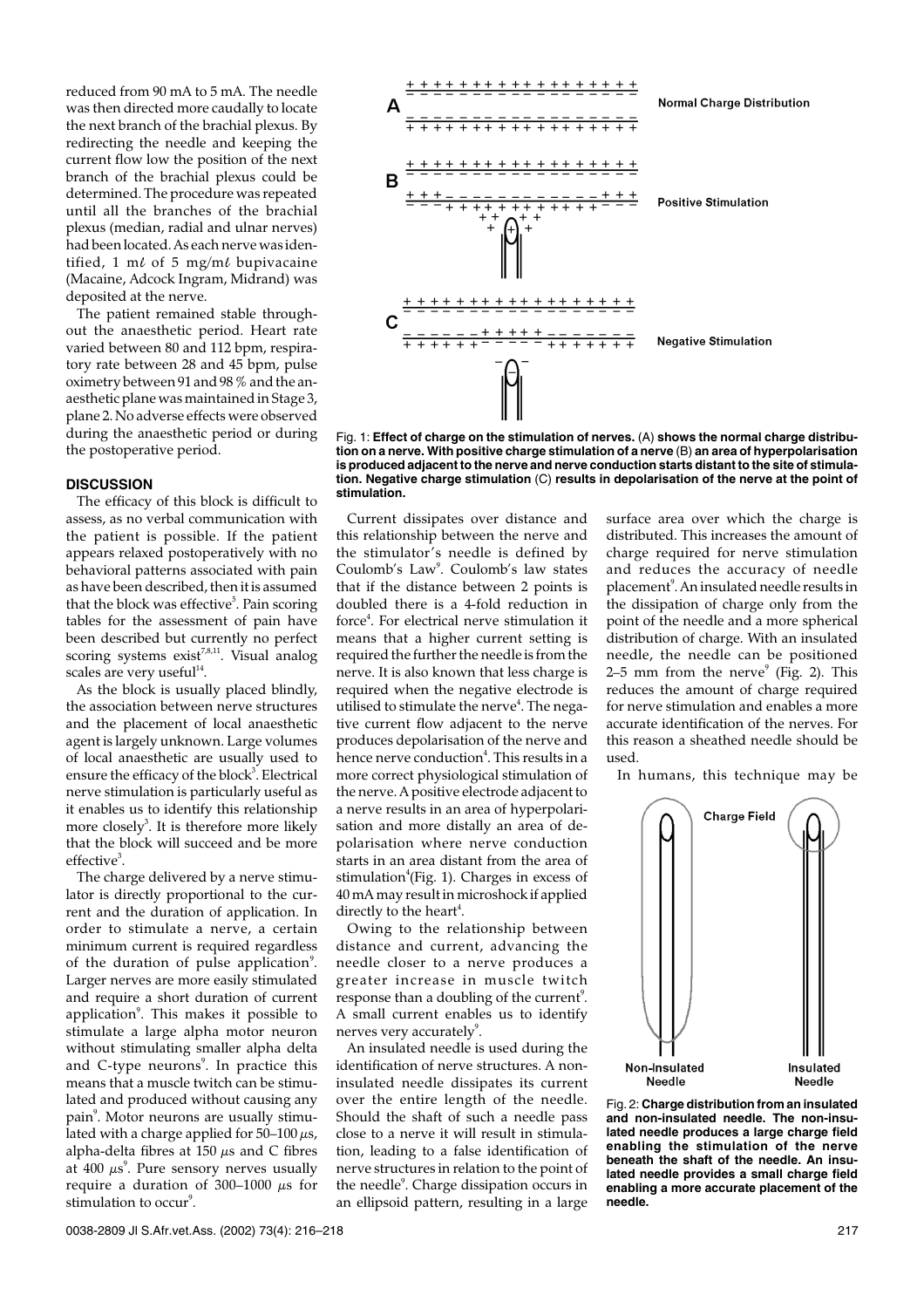reduced from 90 mA to 5 mA. The needle was then directed more caudally to locate the next branch of the brachial plexus. By redirecting the needle and keeping the current flow low the position of the next branch of the brachial plexus could be determined. The procedure was repeated until all the branches of the brachial plexus (median, radial and ulnar nerves) had been located. As each nerve was identified, 1 mℓ of 5 mg/mℓ bupivacaine (Macaine, Adcock Ingram, Midrand) was deposited at the nerve.

The patient remained stable throughout the anaesthetic period. Heart rate varied between 80 and 112 bpm, respiratory rate between 28 and 45 bpm, pulse oximetry between 91 and 98 % and the anaesthetic plane was maintained in Stage 3, plane 2. No adverse effects were observed during the anaesthetic period or during the postoperative period.

## DISCUSSION

The efficacy of this block is difficult to assess, as no verbal communication with the patient is possible. If the patient appears relaxed postoperatively with no behavioral patterns associated with pain as have been described, then it is assumed that the block was effective[5]. Pain scoring tables for the assessment of pain have been described but currently no perfect scoring systems exist[7,8,11]. Visual analog scales are very useful[14].

As the block is usually placed blindly, the association between nerve structures and the placement of local anaesthetic agent is largely unknown. Large volumes of local anaesthetic are usually used to ensure the efficacy of the block[3]. Electrical nerve stimulation is particularly useful as it enables us to identify this relationship more closely[3]. It is therefore more likely that the block will succeed and be more effective[3].

The charge delivered by a nerve stimulator is directly proportional to the current and the duration of application. In order to stimulate a nerve, a certain minimum current is required regardless of the duration of pulse application[9]. Larger nerves are more easily stimulated and require a short duration of current application[9]. This makes it possible to stimulate a large alpha motor neuron without stimulating smaller alpha delta and C-type neurons[9]. In practice this means that a muscle twitch can be stimulated and produced without causing any pain[9]. Motor neurons are usually stimulated with a charge applied for 50–100 $\mu$s, alpha-delta fibres at 150 $\mu$s and C fibres at 400 $\mu$s[9]. Pure sensory nerves usually require a duration of 300–1000 $\mu$s for stimulation to occur[9].

Fig. 1: **Effect of charge on the stimulation of nerves.** (A) **shows the normal charge distribution on a nerve. With positive charge stimulation of a nerve** (B) **an area of hyperpolarisation is produced adjacent to the nerve and nerve conduction starts distant to the site of stimulation. Negative charge stimulation** (C) **results in depolarisation of the nerve at the point of stimulation.**

Current dissipates over distance and this relationship between the nerve and the stimulator's needle is defined by Coulomb's Law[9]. Coulomb's law states that if the distance between 2 points is doubled there is a 4-fold reduction in force[4]. For electrical nerve stimulation it means that a higher current setting is required the further the needle is from the nerve. It is also known that less charge is required when the negative electrode is utilised to stimulate the nerve[4]. The negative current flow adjacent to the nerve produces depolarisation of the nerve and hence nerve conduction[4]. This results in a more correct physiological stimulation of the nerve. A positive electrode adjacent to a nerve results in an area of hyperpolarisation and more distally an area of depolarisation where nerve conduction starts in an area distant from the area of stimulation[4] (Fig. 1). Charges in excess of 40 mA may result in microshock if applied directly to the heart[4].

Owing to the relationship between distance and current, advancing the needle closer to a nerve produces a greater increase in muscle twitch response than a doubling of the current[9]. A small current enables us to identify nerves very accurately[9].

An insulated needle is used during the identification of nerve structures. A non-insulated needle dissipates its current over the entire length of the needle. Should the shaft of such a needle pass close to a nerve it will result in stimulation, leading to a false identification of nerve structures in relation to the point of the needle[9]. Charge dissipation occurs in an ellipsoid pattern, resulting in a large surface area over which the charge is distributed. This increases the amount of charge required for nerve stimulation and reduces the accuracy of needle placement[9]. An insulated needle results in the dissipation of charge only from the point of the needle and a more spherical distribution of charge. With an insulated needle, the needle can be positioned 2–5 mm from the nerve[9] (Fig. 2). This reduces the amount of charge required for nerve stimulation and enables a more accurate identification of the nerves. For this reason a sheathed needle should be used.

In humans, this technique may be

Fig. 2: **Charge distribution from an insulated and non-insulated needle. The non-insulated needle produces a large charge field enabling the stimulation of the nerve beneath the shaft of the needle. An insulated needle provides a small charge field enabling a more accurate placement of the needle.**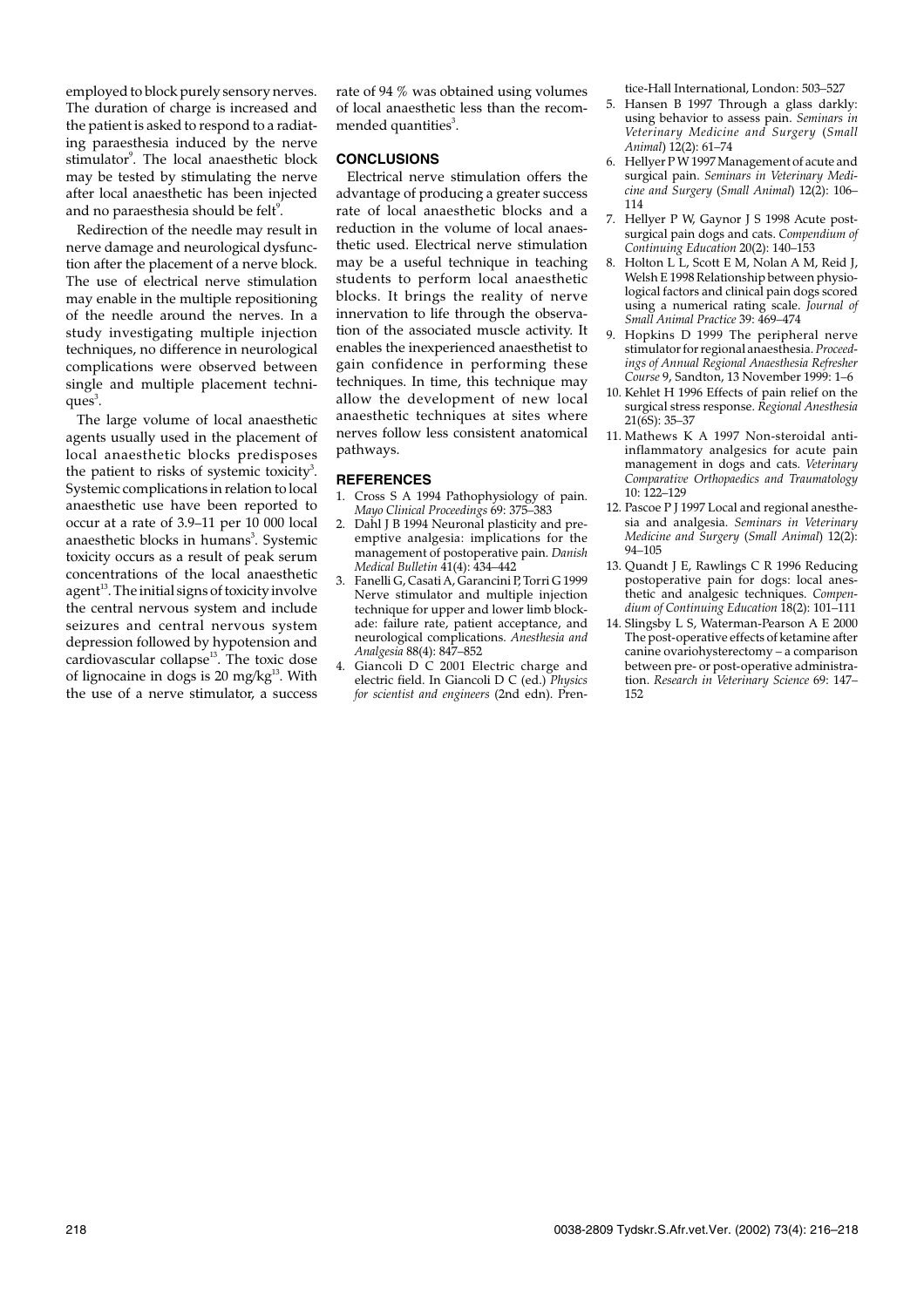employed to block purely sensory nerves. The duration of charge is increased and the patient is asked to respond to a radiating paraesthesia induced by the nerve stimulator[9]. The local anaesthetic block may be tested by stimulating the nerve after local anaesthetic has been injected and no paraesthesia should be felt[9].

Redirection of the needle may result in nerve damage and neurological dysfunction after the placement of a nerve block. The use of electrical nerve stimulation may enable in the multiple repositioning of the needle around the nerves. In a study investigating multiple injection techniques, no difference in neurological complications were observed between single and multiple placement techniques[3].

The large volume of local anaesthetic agents usually used in the placement of local anaesthetic blocks predisposes the patient to risks of systemic toxicity[3]. Systemic complications in relation to local anaesthetic use have been reported to occur at a rate of 3.9–11 per 10 000 local anaesthetic blocks in humans[3]. Systemic toxicity occurs as a result of peak serum concentrations of the local anaesthetic agent[13]. The initial signs of toxicity involve the central nervous system and include seizures and central nervous system depression followed by hypotension and cardiovascular collapse[13]. The toxic dose of lignocaine in dogs is 20 mg/kg[13]. With the use of a nerve stimulator, a success rate of 94 % was obtained using volumes of local anaesthetic less than the recommended quantities[3].

## CONCLUSIONS

Electrical nerve stimulation offers the advantage of producing a greater success rate of local anaesthetic blocks and a reduction in the volume of local anaesthetic used. Electrical nerve stimulation may be a useful technique in teaching students to perform local anaesthetic blocks. It brings the reality of nerve innervation to life through the observation of the associated muscle activity. It enables the inexperienced anaesthetist to gain confidence in performing these techniques. In time, this technique may allow the development of new local anaesthetic techniques at sites where nerves follow less consistent anatomical pathways.

## REFERENCES

1. Cross S A 1994 Pathophysiology of pain. *Mayo Clinical Proceedings* 69: 375–383
2. Dahl J B 1994 Neuronal plasticity and pre-emptive analgesia: implications for the management of postoperative pain. *Danish Medical Bulletin* 41(4): 434–442
3. Fanelli G, Casati A, Garancini P, Torri G 1999 Nerve stimulator and multiple injection technique for upper and lower limb blockade: failure rate, patient acceptance, and neurological complications. *Anesthesia and Analgesia* 88(4): 847–852
4. Giancoli D C 2001 Electric charge and electric field. In Giancoli D C (ed.) *Physics for scientist and engineers* (2nd edn). Prentice-Hall International, London: 503–527
5. Hansen B 1997 Through a glass darkly: using behavior to assess pain. *Seminars in Veterinary Medicine and Surgery (Small Animal)* 12(2): 61–74
6. Hellyer P W 1997 Management of acute and surgical pain. *Seminars in Veterinary Medicine and Surgery (Small Animal)* 12(2): 106–114
7. Hellyer P W, Gaynor J S 1998 Acute post-surgical pain dogs and cats. *Compendium of Continuing Education* 20(2): 140–153
8. Holton L L, Scott E M, Nolan A M, Reid J, Welsh E 1998 Relationship between physiological factors and clinical pain dogs scored using a numerical rating scale. *Journal of Small Animal Practice* 39: 469–474
9. Hopkins D 1999 The peripheral nerve stimulator for regional anaesthesia. *Proceedings of Annual Regional Anaesthesia Refresher Course* 9, Sandton, 13 November 1999: 1–6
10. Kehlet H 1996 Effects of pain relief on the surgical stress response. *Regional Anesthesia* 21(6S): 35–37
11. Mathews K A 1997 Non-steroidal anti-inflammatory analgesics for acute pain management in dogs and cats. *Veterinary Comparative Orthopaedics and Traumatology* 10: 122–129
12. Pascoe P J 1997 Local and regional anesthesia and analgesia. *Seminars in Veterinary Medicine and Surgery (Small Animal)* 12(2): 94–105
13. Quandt J E, Rawlings C R 1996 Reducing postoperative pain for dogs: local anesthetic and analgesic techniques. *Compendium of Continuing Education* 18(2): 101–111
14. Slingsby L S, Waterman-Pearson A E 2000 The post-operative effects of ketamine after canine ovariohysterectomy – a comparison between pre- or post-operative administration. *Research in Veterinary Science* 69: 147–152